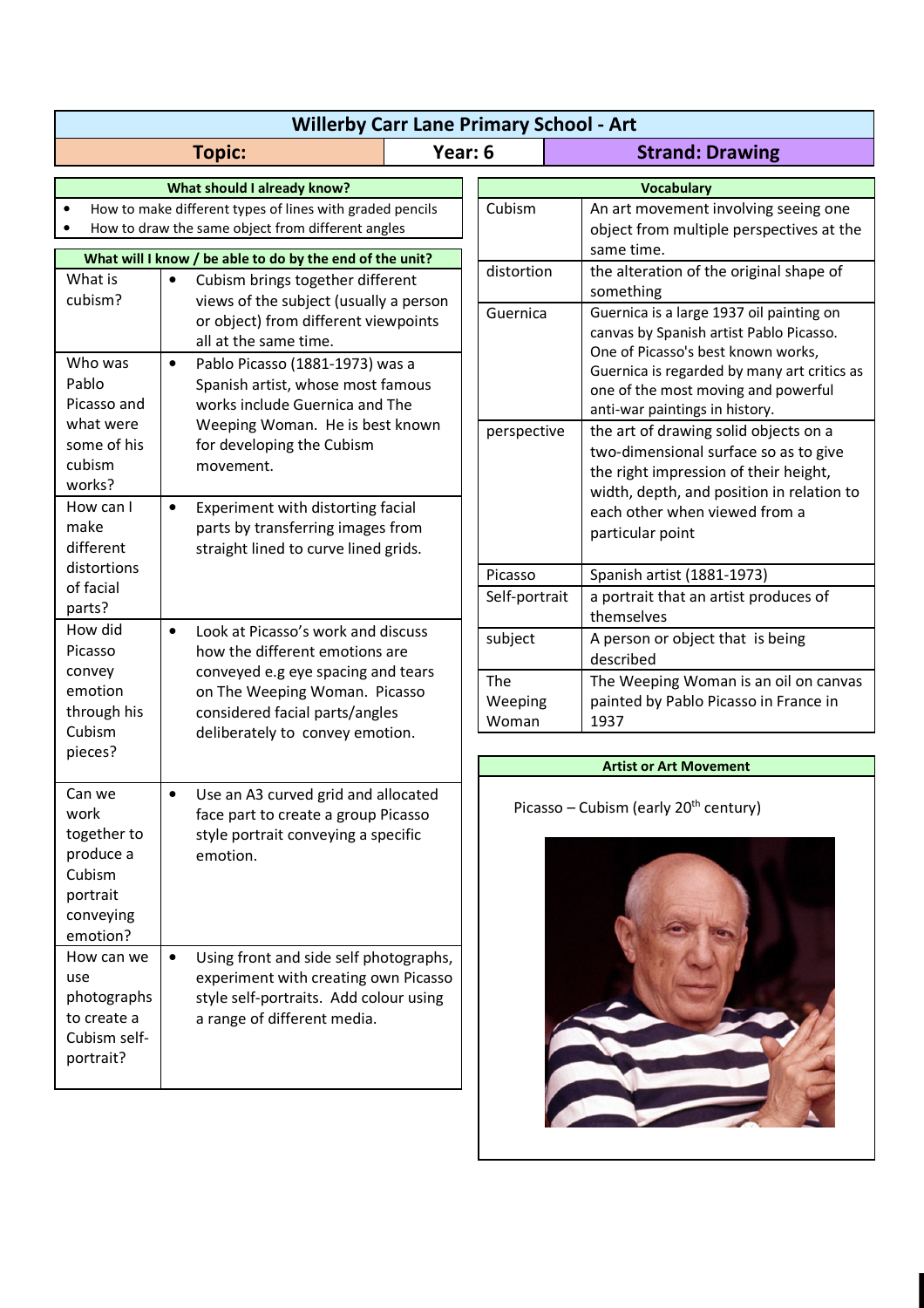# Willerby Carr Lane Primary School - Art

| Topic: | Year: 6 | Strand: Drawing |
|---|---|---|

## What should I already know?

- How to make different types of lines with graded pencils
- How to draw the same object from different angles

## What will I know / be able to do by the end of the unit?

| Question | |
|---|---|
| What is cubism? | • Cubism brings together different views of the subject (usually a person or object) from different viewpoints all at the same time. |
| Who was Pablo Picasso and what were some of his cubism works? | • Pablo Picasso (1881-1973) was a Spanish artist, whose most famous works include Guernica and The Weeping Woman. He is best known for developing the Cubism movement. |
| How can I make different distortions of facial parts? | • Experiment with distorting facial parts by transferring images from straight lined to curve lined grids. |
| How did Picasso convey emotion through his Cubism pieces? | • Look at Picasso's work and discuss how the different emotions are conveyed e.g eye spacing and tears on The Weeping Woman. Picasso considered facial parts/angles deliberately to convey emotion. |
| Can we work together to produce a Cubism portrait conveying emotion? | • Use an A3 curved grid and allocated face part to create a group Picasso style portrait conveying a specific emotion. |
| How can we use photographs to create a Cubism self-portrait? | • Using front and side self photographs, experiment with creating own Picasso style self-portraits. Add colour using a range of different media. |

## Vocabulary

| Term | Definition |
|---|---|
| Cubism | An art movement involving seeing one object from multiple perspectives at the same time. |
| distortion | the alteration of the original shape of something |
| Guernica | Guernica is a large 1937 oil painting on canvas by Spanish artist Pablo Picasso. One of Picasso's best known works, Guernica is regarded by many art critics as one of the most moving and powerful anti-war paintings in history. |
| perspective | the art of drawing solid objects on a two-dimensional surface so as to give the right impression of their height, width, depth, and position in relation to each other when viewed from a particular point |
| Picasso | Spanish artist (1881-1973) |
| Self-portrait | a portrait that an artist produces of themselves |
| subject | A person or object that is being described |
| The Weeping Woman | The Weeping Woman is an oil on canvas painted by Pablo Picasso in France in 1937 |

## Artist or Art Movement

Picasso – Cubism (early 20th century)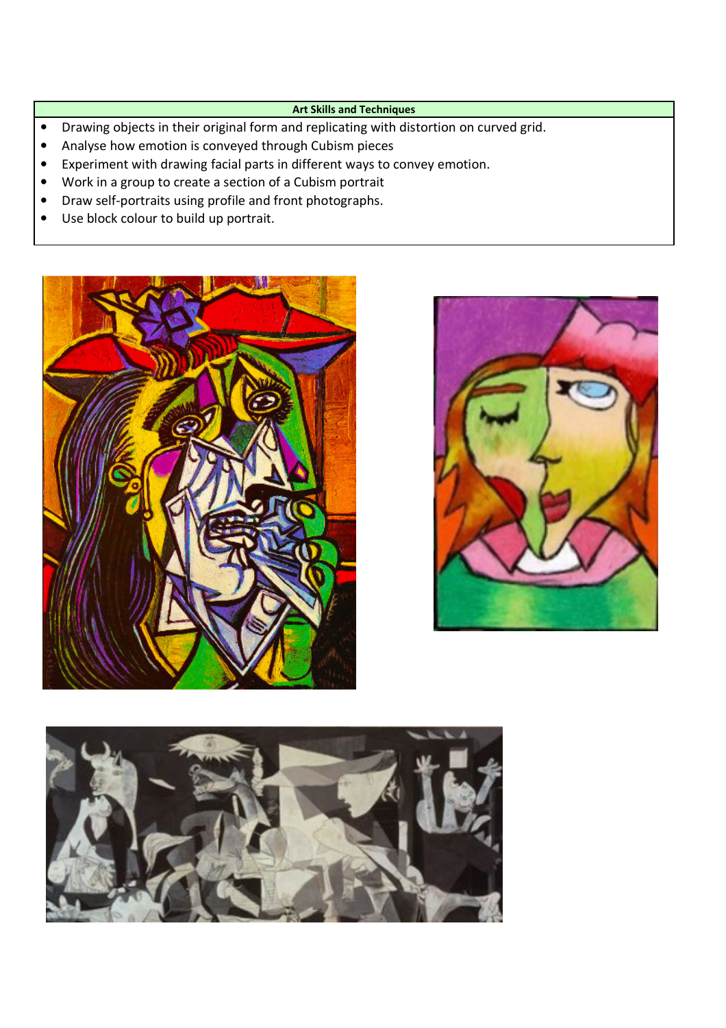| Art Skills and Techniques |
| --- |
| • Drawing objects in their original form and replicating with distortion on curved grid.<br>• Analyse how emotion is conveyed through Cubism pieces<br>• Experiment with drawing facial parts in different ways to convey emotion.<br>• Work in a group to create a section of a Cubism portrait<br>• Draw self-portraits using profile and front photographs.<br>• Use block colour to build up portrait. |